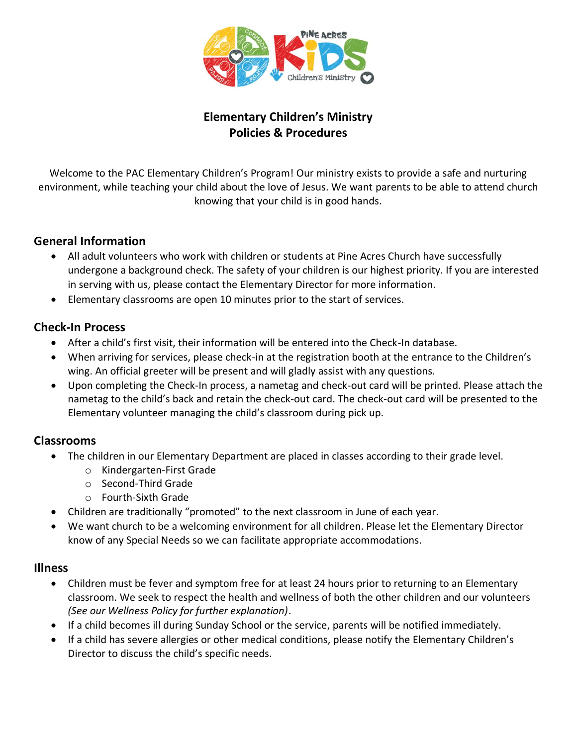# Elementary Children's Ministry
# Policies & Procedures

Welcome to the PAC Elementary Children's Program! Our ministry exists to provide a safe and nurturing environment, while teaching your child about the love of Jesus. We want parents to be able to attend church knowing that your child is in good hands.

## General Information

- All adult volunteers who work with children or students at Pine Acres Church have successfully undergone a background check. The safety of your children is our highest priority. If you are interested in serving with us, please contact the Elementary Director for more information.
- Elementary classrooms are open 10 minutes prior to the start of services.

## Check-In Process

- After a child's first visit, their information will be entered into the Check-In database.
- When arriving for services, please check-in at the registration booth at the entrance to the Children's wing. An official greeter will be present and will gladly assist with any questions.
- Upon completing the Check-In process, a nametag and check-out card will be printed. Please attach the nametag to the child's back and retain the check-out card. The check-out card will be presented to the Elementary volunteer managing the child's classroom during pick up.

## Classrooms

- The children in our Elementary Department are placed in classes according to their grade level.
  - Kindergarten-First Grade
  - Second-Third Grade
  - Fourth-Sixth Grade
- Children are traditionally "promoted" to the next classroom in June of each year.
- We want church to be a welcoming environment for all children. Please let the Elementary Director know of any Special Needs so we can facilitate appropriate accommodations.

## Illness

- Children must be fever and symptom free for at least 24 hours prior to returning to an Elementary classroom. We seek to respect the health and wellness of both the other children and our volunteers *(See our Wellness Policy for further explanation)*.
- If a child becomes ill during Sunday School or the service, parents will be notified immediately.
- If a child has severe allergies or other medical conditions, please notify the Elementary Children's Director to discuss the child's specific needs.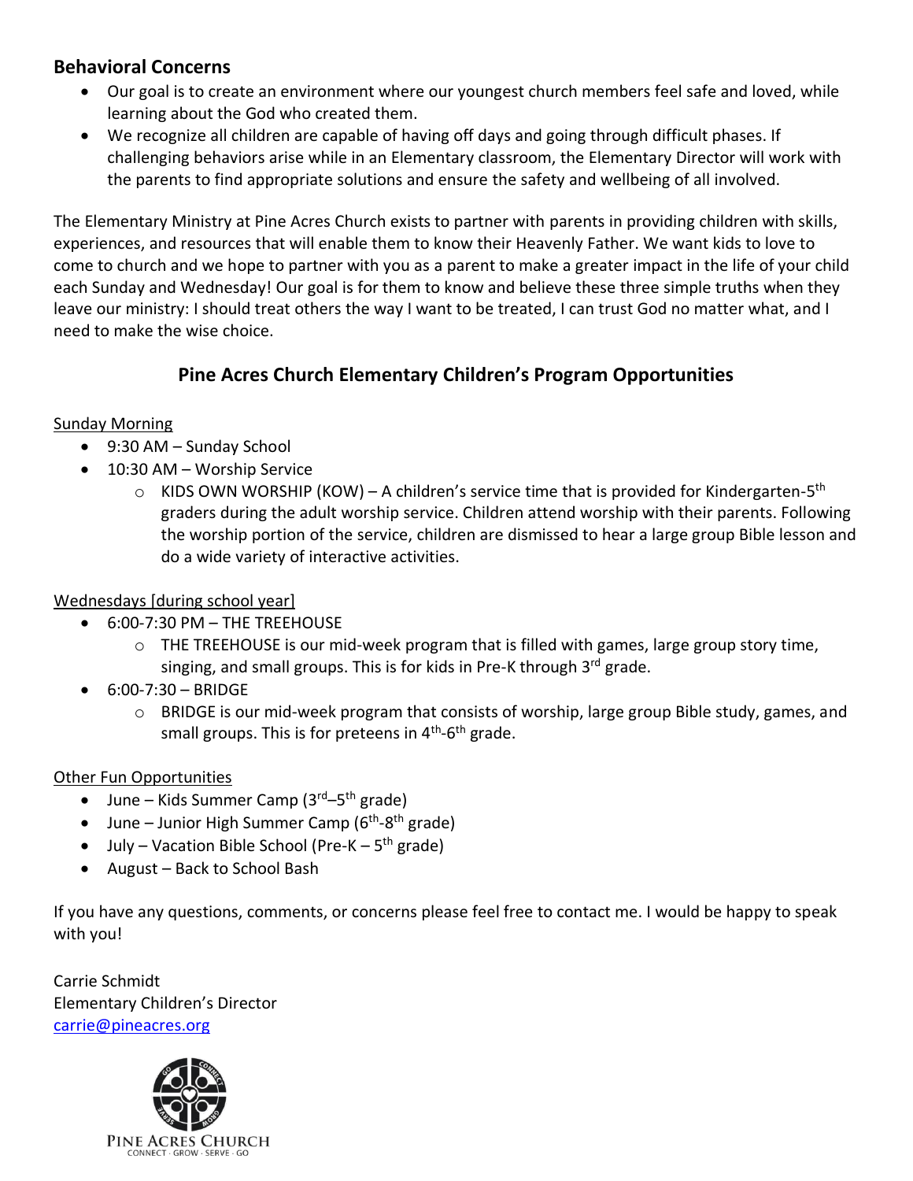## Behavioral Concerns

- Our goal is to create an environment where our youngest church members feel safe and loved, while learning about the God who created them.
- We recognize all children are capable of having off days and going through difficult phases. If challenging behaviors arise while in an Elementary classroom, the Elementary Director will work with the parents to find appropriate solutions and ensure the safety and wellbeing of all involved.

The Elementary Ministry at Pine Acres Church exists to partner with parents in providing children with skills, experiences, and resources that will enable them to know their Heavenly Father. We want kids to love to come to church and we hope to partner with you as a parent to make a greater impact in the life of your child each Sunday and Wednesday! Our goal is for them to know and believe these three simple truths when they leave our ministry: I should treat others the way I want to be treated, I can trust God no matter what, and I need to make the wise choice.

## Pine Acres Church Elementary Children's Program Opportunities

Sunday Morning

- 9:30 AM – Sunday School
- 10:30 AM – Worship Service
  - KIDS OWN WORSHIP (KOW) – A children's service time that is provided for Kindergarten-5th graders during the adult worship service. Children attend worship with their parents. Following the worship portion of the service, children are dismissed to hear a large group Bible lesson and do a wide variety of interactive activities.

Wednesdays [during school year]

- 6:00-7:30 PM – THE TREEHOUSE
  - THE TREEHOUSE is our mid-week program that is filled with games, large group story time, singing, and small groups. This is for kids in Pre-K through 3rd grade.
- 6:00-7:30 – BRIDGE
  - BRIDGE is our mid-week program that consists of worship, large group Bible study, games, and small groups. This is for preteens in 4th-6th grade.

Other Fun Opportunities

- June – Kids Summer Camp (3rd–5th grade)
- June – Junior High Summer Camp (6th-8th grade)
- July – Vacation Bible School (Pre-K – 5th grade)
- August – Back to School Bash

If you have any questions, comments, or concerns please feel free to contact me. I would be happy to speak with you!

Carrie Schmidt
Elementary Children's Director
carrie@pineacres.org

PINE ACRES CHURCH
CONNECT · GROW · SERVE · GO